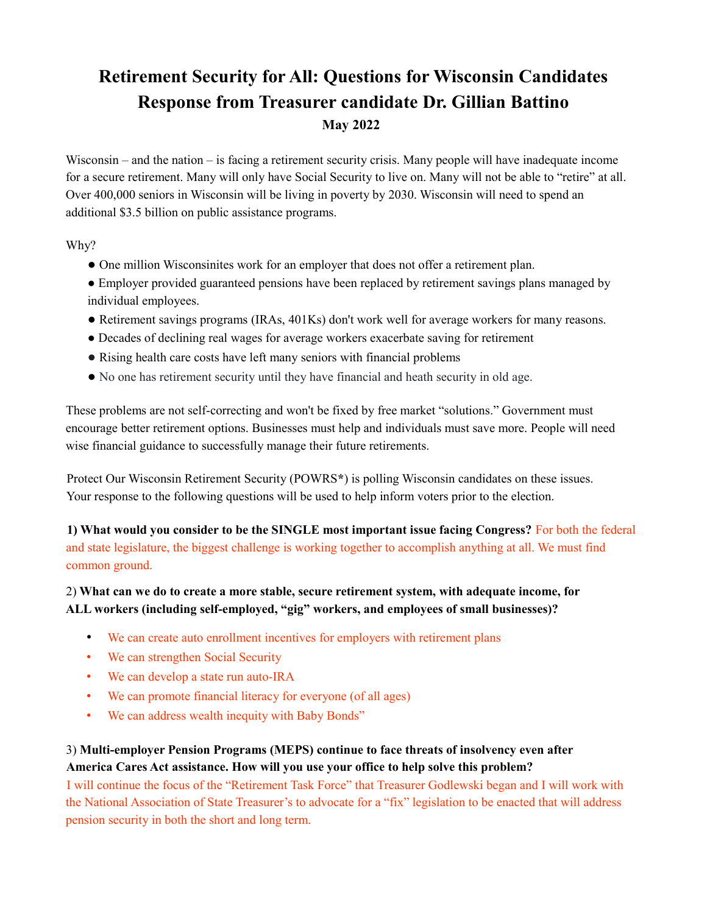# Retirement Security for All: Questions for Wisconsin Candidates
# Response from Treasurer candidate Dr. Gillian Battino

**May 2022**

Wisconsin – and the nation – is facing a retirement security crisis. Many people will have inadequate income for a secure retirement. Many will only have Social Security to live on. Many will not be able to "retire" at all. Over 400,000 seniors in Wisconsin will be living in poverty by 2030. Wisconsin will need to spend an additional $3.5 billion on public assistance programs.

Why?

- One million Wisconsinites work for an employer that does not offer a retirement plan.
- Employer provided guaranteed pensions have been replaced by retirement savings plans managed by individual employees.
- Retirement savings programs (IRAs, 401Ks) don't work well for average workers for many reasons.
- Decades of declining real wages for average workers exacerbate saving for retirement
- Rising health care costs have left many seniors with financial problems
- No one has retirement security until they have financial and heath security in old age.

These problems are not self-correcting and won't be fixed by free market "solutions." Government must encourage better retirement options. Businesses must help and individuals must save more. People will need wise financial guidance to successfully manage their future retirements.

Protect Our Wisconsin Retirement Security (POWRS*) is polling Wisconsin candidates on these issues. Your response to the following questions will be used to help inform voters prior to the election.

**1) What would you consider to be the SINGLE most important issue facing Congress?** For both the federal and state legislature, the biggest challenge is working together to accomplish anything at all. We must find common ground.

2) **What can we do to create a more stable, secure retirement system, with adequate income, for ALL workers (including self-employed, "gig" workers, and employees of small businesses)?**

- We can create auto enrollment incentives for employers with retirement plans
- We can strengthen Social Security
- We can develop a state run auto-IRA
- We can promote financial literacy for everyone (of all ages)
- We can address wealth inequity with Baby Bonds"

3) **Multi-employer Pension Programs (MEPS) continue to face threats of insolvency even after America Cares Act assistance. How will you use your office to help solve this problem?**
I will continue the focus of the "Retirement Task Force" that Treasurer Godlewski began and I will work with the National Association of State Treasurer's to advocate for a "fix" legislation to be enacted that will address pension security in both the short and long term.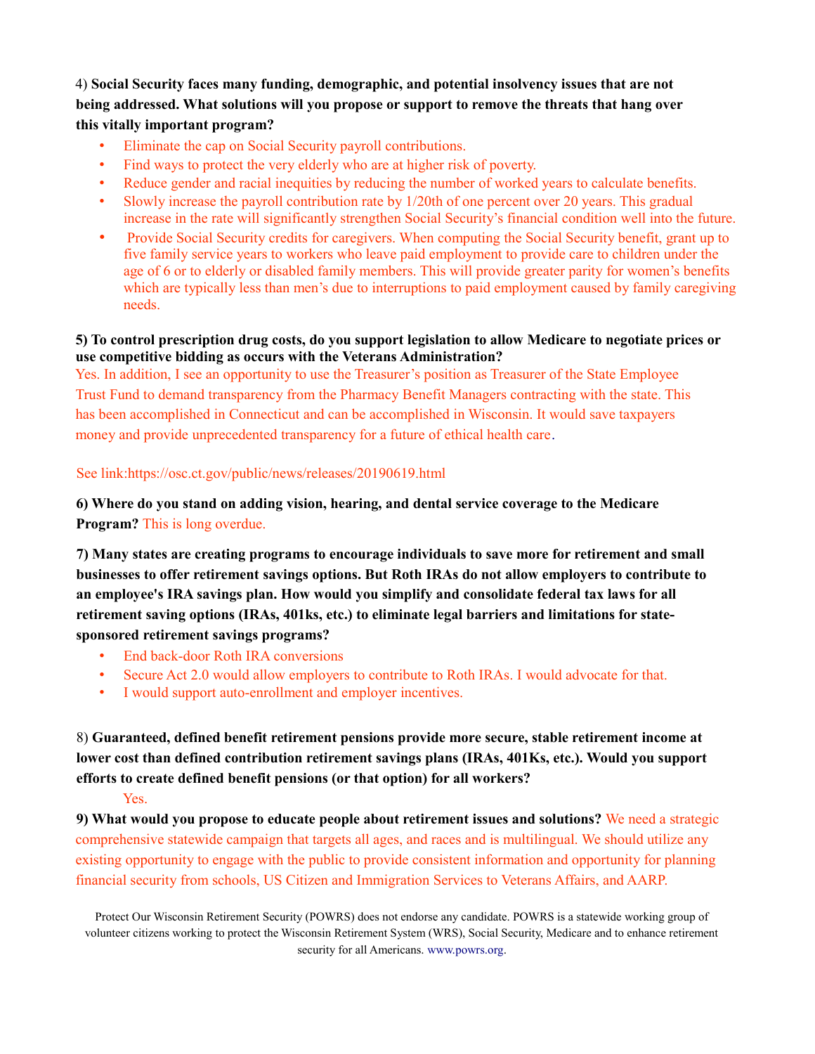4) **Social Security faces many funding, demographic, and potential insolvency issues that are not being addressed. What solutions will you propose or support to remove the threats that hang over this vitally important program?**

- Eliminate the cap on Social Security payroll contributions.
- Find ways to protect the very elderly who are at higher risk of poverty.
- Reduce gender and racial inequities by reducing the number of worked years to calculate benefits.
- Slowly increase the payroll contribution rate by 1/20th of one percent over 20 years. This gradual increase in the rate will significantly strengthen Social Security's financial condition well into the future.
- Provide Social Security credits for caregivers. When computing the Social Security benefit, grant up to five family service years to workers who leave paid employment to provide care to children under the age of 6 or to elderly or disabled family members. This will provide greater parity for women's benefits which are typically less than men's due to interruptions to paid employment caused by family caregiving needs.

**5) To control prescription drug costs, do you support legislation to allow Medicare to negotiate prices or use competitive bidding as occurs with the Veterans Administration?**
Yes. In addition, I see an opportunity to use the Treasurer's position as Treasurer of the State Employee Trust Fund to demand transparency from the Pharmacy Benefit Managers contracting with the state. This has been accomplished in Connecticut and can be accomplished in Wisconsin. It would save taxpayers money and provide unprecedented transparency for a future of ethical health care.

See link:https://osc.ct.gov/public/news/releases/20190619.html

**6) Where do you stand on adding vision, hearing, and dental service coverage to the Medicare Program?** This is long overdue.

**7) Many states are creating programs to encourage individuals to save more for retirement and small businesses to offer retirement savings options. But Roth IRAs do not allow employers to contribute to an employee's IRA savings plan. How would you simplify and consolidate federal tax laws for all retirement saving options (IRAs, 401ks, etc.) to eliminate legal barriers and limitations for state-sponsored retirement savings programs?**

- End back-door Roth IRA conversions
- Secure Act 2.0 would allow employers to contribute to Roth IRAs. I would advocate for that.
- I would support auto-enrollment and employer incentives.

8) **Guaranteed, defined benefit retirement pensions provide more secure, stable retirement income at lower cost than defined contribution retirement savings plans (IRAs, 401Ks, etc.). Would you support efforts to create defined benefit pensions (or that option) for all workers?**

Yes.

**9) What would you propose to educate people about retirement issues and solutions?** We need a strategic comprehensive statewide campaign that targets all ages, and races and is multilingual. We should utilize any existing opportunity to engage with the public to provide consistent information and opportunity for planning financial security from schools, US Citizen and Immigration Services to Veterans Affairs, and AARP.

Protect Our Wisconsin Retirement Security (POWRS) does not endorse any candidate. POWRS is a statewide working group of volunteer citizens working to protect the Wisconsin Retirement System (WRS), Social Security, Medicare and to enhance retirement security for all Americans. www.powrs.org.